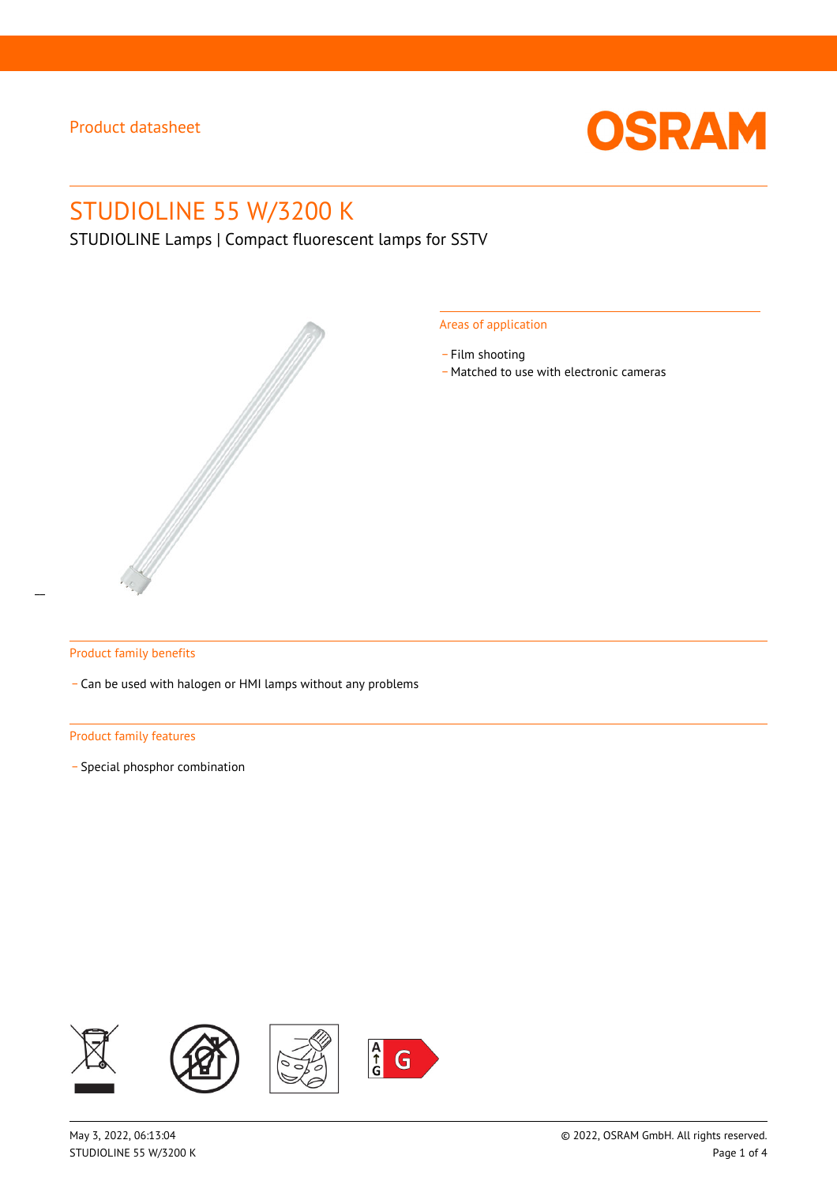Product datasheet

# STUDIOLINE 55 W/3200 K

STUDIOLINE Lamps | Compact fluorescent lamps for SSTV

## Areas of application

- Film shooting
- Matched to use with electronic cameras

## Product family benefits

- Can be used with halogen or HMI lamps without any problems

## Product family features

- Special phosphor combination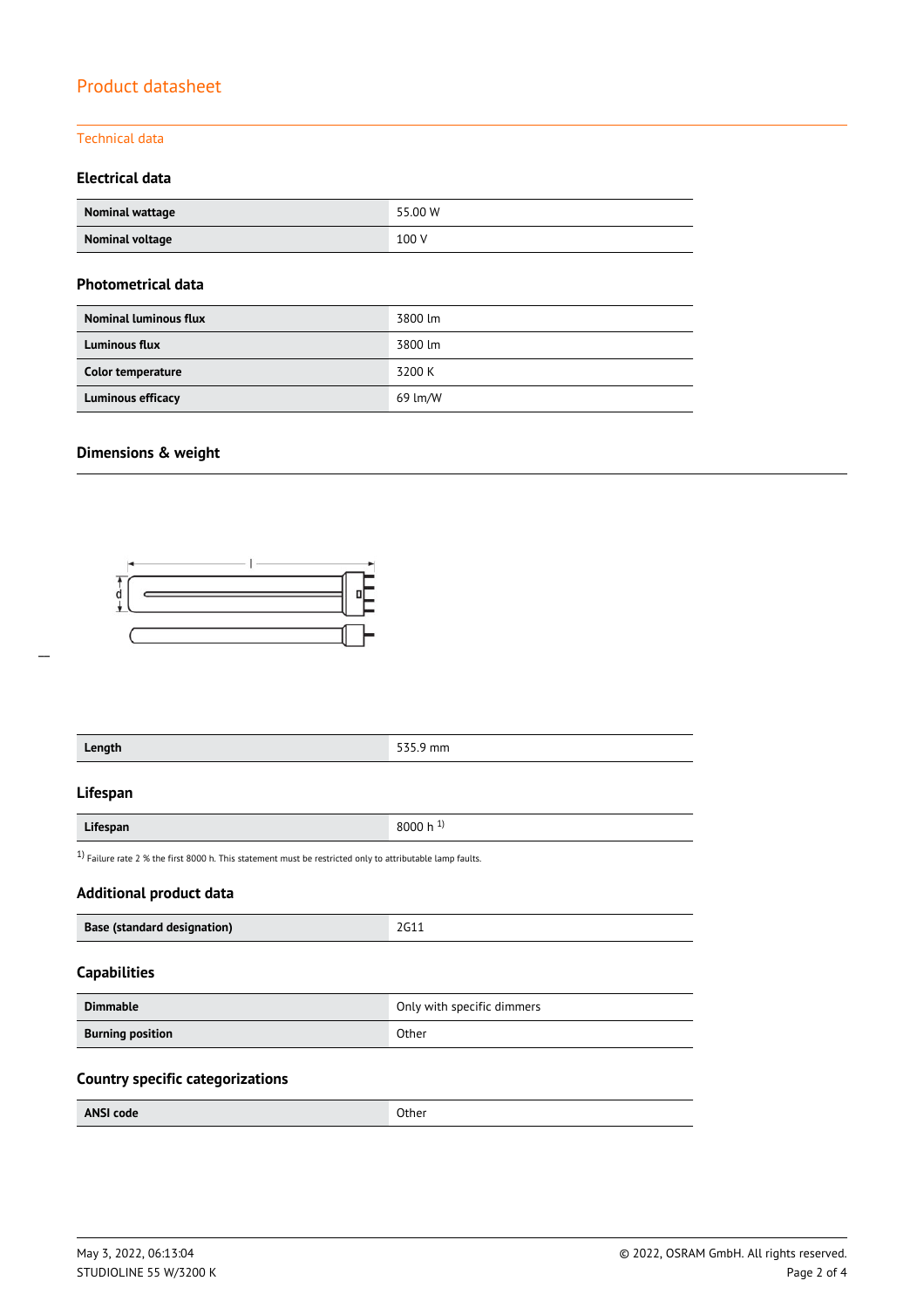Product datasheet

Technical data

### Electrical data

| | |
|---|---|
| **Nominal wattage** | 55.00 W |
| **Nominal voltage** | 100 V |

### Photometrical data

| | |
|---|---|
| **Nominal luminous flux** | 3800 lm |
| **Luminous flux** | 3800 lm |
| **Color temperature** | 3200 K |
| **Luminous efficacy** | 69 lm/W |

### Dimensions & weight

| | |
|---|---|
| **Length** | 535.9 mm |

### Lifespan

| | |
|---|---|
| **Lifespan** | 8000 h [1] |

[1] Failure rate 2 % the first 8000 h. This statement must be restricted only to attributable lamp faults.

### Additional product data

| | |
|---|---|
| **Base (standard designation)** | 2G11 |

### Capabilities

| | |
|---|---|
| **Dimmable** | Only with specific dimmers |
| **Burning position** | Other |

### Country specific categorizations

| | |
|---|---|
| **ANSI code** | Other |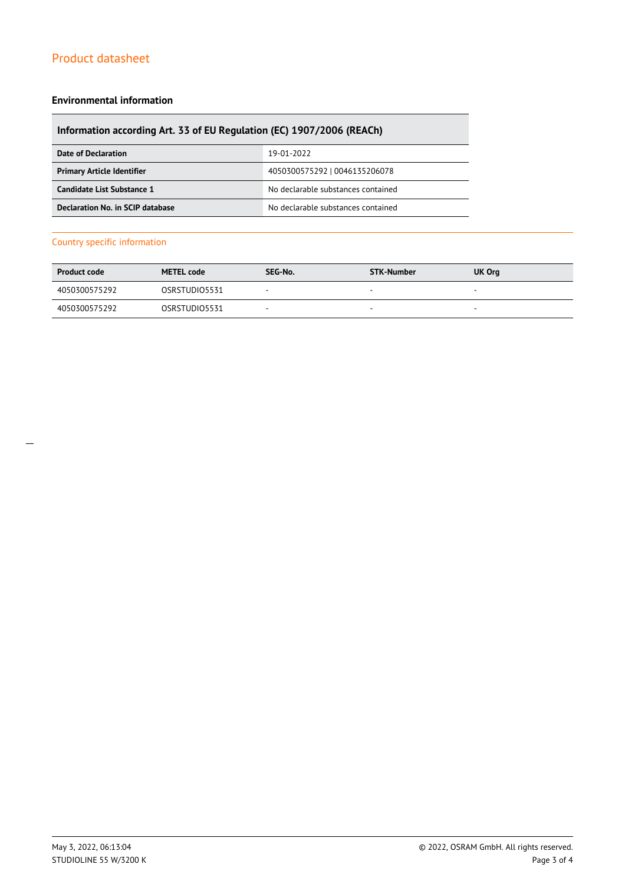## Environmental information

| Information according Art. 33 of EU Regulation (EC) 1907/2006 (REACh) | |
|---|---|
| **Date of Declaration** | 19-01-2022 |
| **Primary Article Identifier** | 4050300575292 \| 0046135206078 |
| **Candidate List Substance 1** | No declarable substances contained |
| **Declaration No. in SCIP database** | No declarable substances contained |

### Country specific information

| Product code | METEL code | SEG-No. | STK-Number | UK Org |
|---|---|---|---|---|
| 4050300575292 | OSRSTUDIO5531 | - | - | - |
| 4050300575292 | OSRSTUDIO5531 | - | - | - |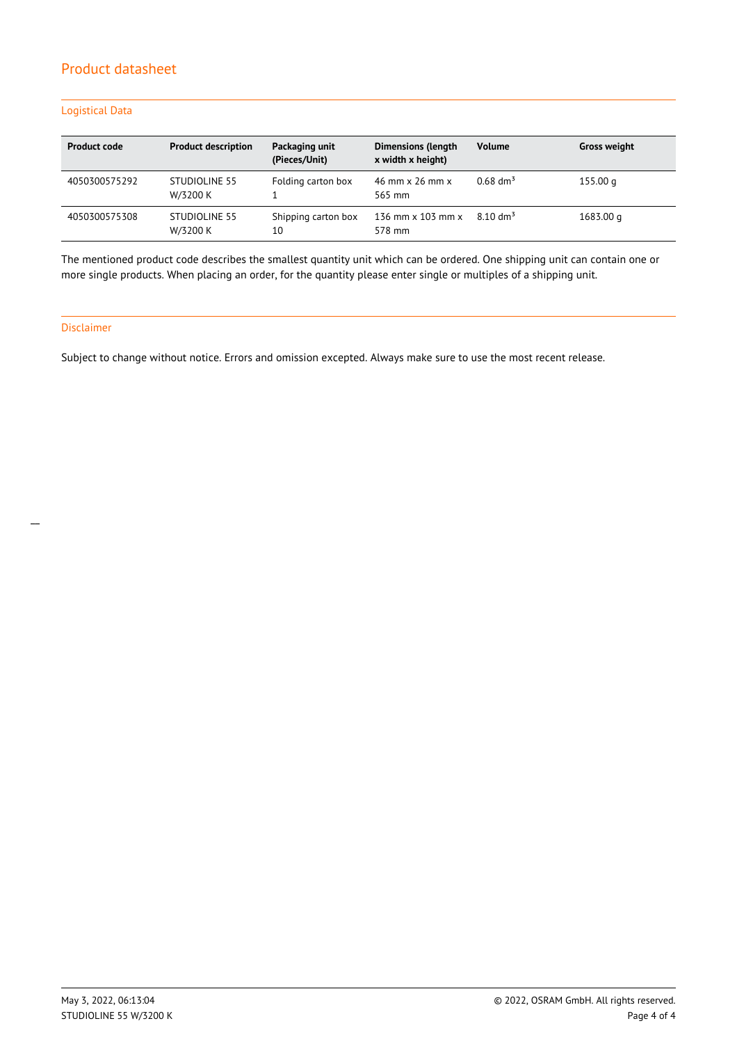## Logistical Data

| Product code | Product description | Packaging unit (Pieces/Unit) | Dimensions (length x width x height) | Volume | Gross weight |
|---|---|---|---|---|---|
| 4050300575292 | STUDIOLINE 55 W/3200 K | Folding carton box 1 | 46 mm x 26 mm x 565 mm | 0.68 $dm^3$ | 155.00 g |
| 4050300575308 | STUDIOLINE 55 W/3200 K | Shipping carton box 10 | 136 mm x 103 mm x 578 mm | 8.10 $dm^3$ | 1683.00 g |

The mentioned product code describes the smallest quantity unit which can be ordered. One shipping unit can contain one or more single products. When placing an order, for the quantity please enter single or multiples of a shipping unit.

## Disclaimer

Subject to change without notice. Errors and omission excepted. Always make sure to use the most recent release.